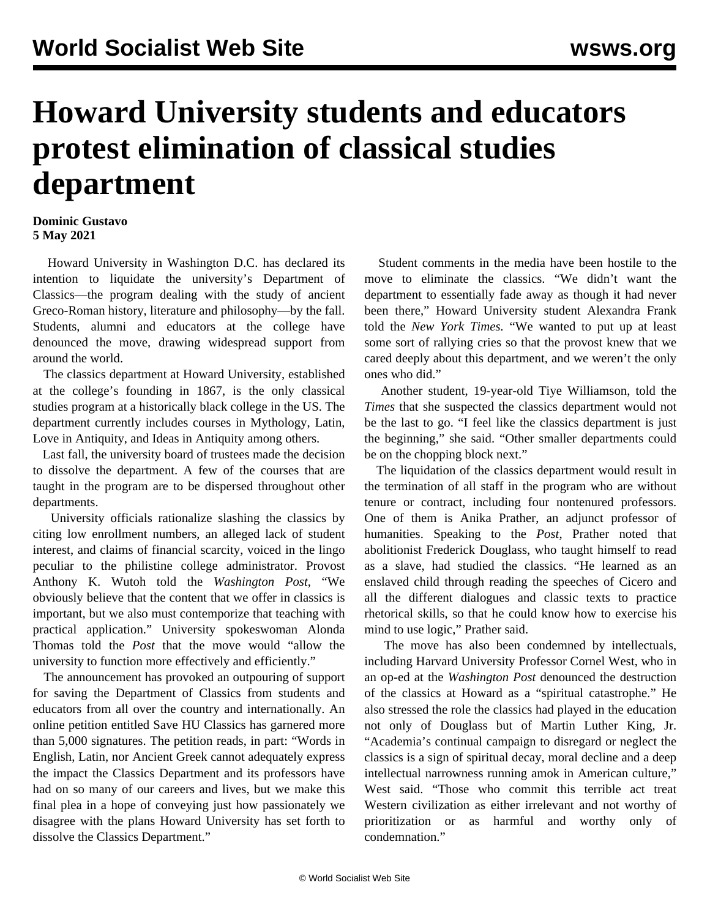# Howard University students and educators protest elimination of classical studies department

**Dominic Gustavo**
**5 May 2021**

Howard University in Washington D.C. has declared its intention to liquidate the university's Department of Classics—the program dealing with the study of ancient Greco-Roman history, literature and philosophy—by the fall. Students, alumni and educators at the college have denounced the move, drawing widespread support from around the world.

The classics department at Howard University, established at the college's founding in 1867, is the only classical studies program at a historically black college in the US. The department currently includes courses in Mythology, Latin, Love in Antiquity, and Ideas in Antiquity among others.

Last fall, the university board of trustees made the decision to dissolve the department. A few of the courses that are taught in the program are to be dispersed throughout other departments.

University officials rationalize slashing the classics by citing low enrollment numbers, an alleged lack of student interest, and claims of financial scarcity, voiced in the lingo peculiar to the philistine college administrator. Provost Anthony K. Wutoh told the *Washington Post*, "We obviously believe that the content that we offer in classics is important, but we also must contemporize that teaching with practical application." University spokeswoman Alonda Thomas told the *Post* that the move would "allow the university to function more effectively and efficiently."

The announcement has provoked an outpouring of support for saving the Department of Classics from students and educators from all over the country and internationally. An online petition entitled Save HU Classics has garnered more than 5,000 signatures. The petition reads, in part: "Words in English, Latin, nor Ancient Greek cannot adequately express the impact the Classics Department and its professors have had on so many of our careers and lives, but we make this final plea in a hope of conveying just how passionately we disagree with the plans Howard University has set forth to dissolve the Classics Department."

Student comments in the media have been hostile to the move to eliminate the classics. "We didn't want the department to essentially fade away as though it had never been there," Howard University student Alexandra Frank told the *New York Times*. "We wanted to put up at least some sort of rallying cries so that the provost knew that we cared deeply about this department, and we weren't the only ones who did."

Another student, 19-year-old Tiye Williamson, told the *Times* that she suspected the classics department would not be the last to go. "I feel like the classics department is just the beginning," she said. "Other smaller departments could be on the chopping block next."

The liquidation of the classics department would result in the termination of all staff in the program who are without tenure or contract, including four nontenured professors. One of them is Anika Prather, an adjunct professor of humanities. Speaking to the *Post*, Prather noted that abolitionist Frederick Douglass, who taught himself to read as a slave, had studied the classics. "He learned as an enslaved child through reading the speeches of Cicero and all the different dialogues and classic texts to practice rhetorical skills, so that he could know how to exercise his mind to use logic," Prather said.

The move has also been condemned by intellectuals, including Harvard University Professor Cornel West, who in an op-ed at the *Washington Post* denounced the destruction of the classics at Howard as a "spiritual catastrophe." He also stressed the role the classics had played in the education not only of Douglass but of Martin Luther King, Jr. "Academia's continual campaign to disregard or neglect the classics is a sign of spiritual decay, moral decline and a deep intellectual narrowness running amok in American culture," West said. "Those who commit this terrible act treat Western civilization as either irrelevant and not worthy of prioritization or as harmful and worthy only of condemnation."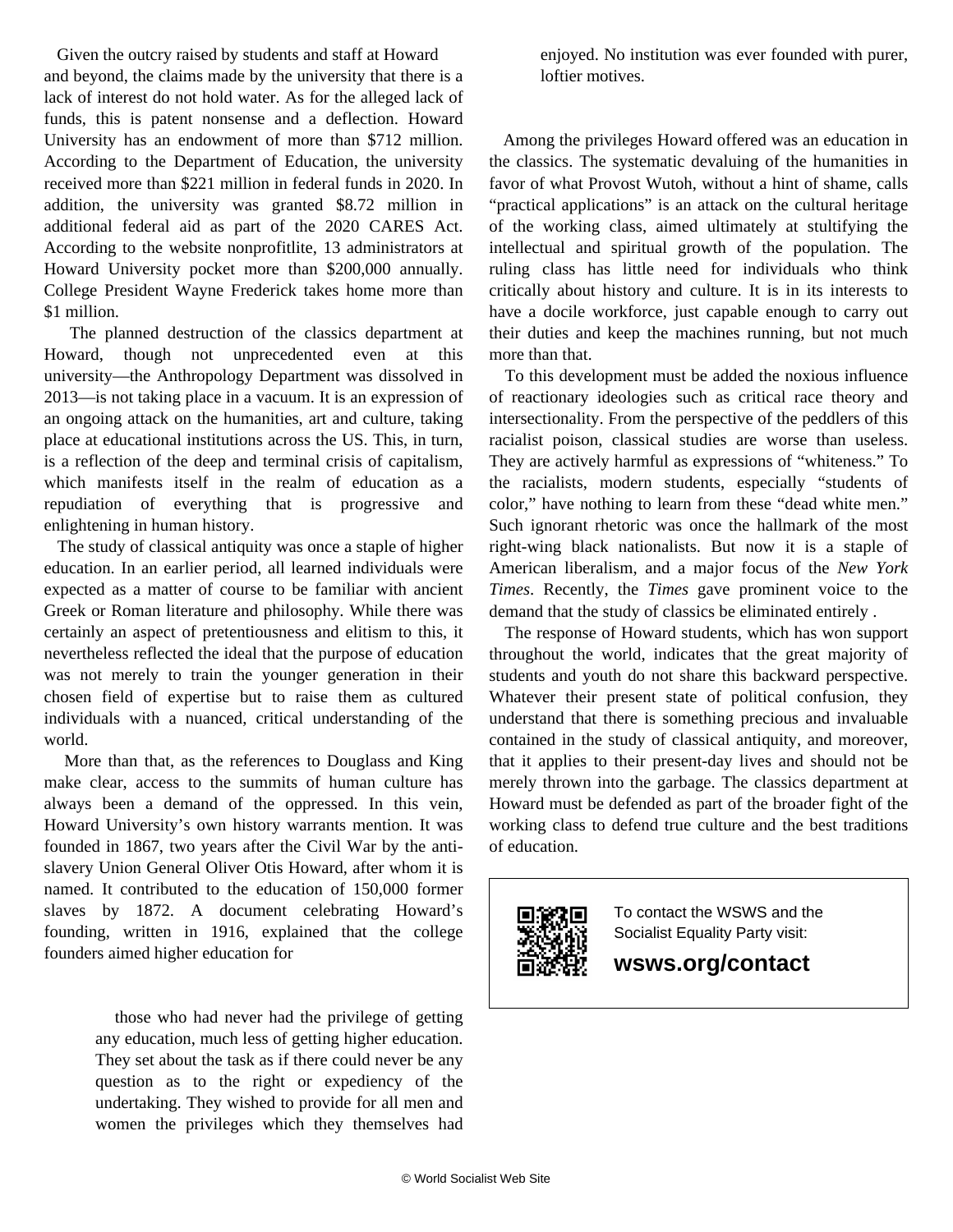Given the outcry raised by students and staff at Howard and beyond, the claims made by the university that there is a lack of interest do not hold water. As for the alleged lack of funds, this is patent nonsense and a deflection. Howard University has an endowment of more than $712 million. According to the Department of Education, the university received more than $221 million in federal funds in 2020. In addition, the university was granted $8.72 million in additional federal aid as part of the 2020 CARES Act. According to the website nonprofitlite, 13 administrators at Howard University pocket more than $200,000 annually. College President Wayne Frederick takes home more than $1 million.

The planned destruction of the classics department at Howard, though not unprecedented even at this university—the Anthropology Department was dissolved in 2013—is not taking place in a vacuum. It is an expression of an ongoing attack on the humanities, art and culture, taking place at educational institutions across the US. This, in turn, is a reflection of the deep and terminal crisis of capitalism, which manifests itself in the realm of education as a repudiation of everything that is progressive and enlightening in human history.

The study of classical antiquity was once a staple of higher education. In an earlier period, all learned individuals were expected as a matter of course to be familiar with ancient Greek or Roman literature and philosophy. While there was certainly an aspect of pretentiousness and elitism to this, it nevertheless reflected the ideal that the purpose of education was not merely to train the younger generation in their chosen field of expertise but to raise them as cultured individuals with a nuanced, critical understanding of the world.

More than that, as the references to Douglass and King make clear, access to the summits of human culture has always been a demand of the oppressed. In this vein, Howard University's own history warrants mention. It was founded in 1867, two years after the Civil War by the anti-slavery Union General Oliver Otis Howard, after whom it is named. It contributed to the education of 150,000 former slaves by 1872. A document celebrating Howard's founding, written in 1916, explained that the college founders aimed higher education for

> those who had never had the privilege of getting any education, much less of getting higher education. They set about the task as if there could never be any question as to the right or expediency of the undertaking. They wished to provide for all men and women the privileges which they themselves had enjoyed. No institution was ever founded with purer, loftier motives.

Among the privileges Howard offered was an education in the classics. The systematic devaluing of the humanities in favor of what Provost Wutoh, without a hint of shame, calls "practical applications" is an attack on the cultural heritage of the working class, aimed ultimately at stultifying the intellectual and spiritual growth of the population. The ruling class has little need for individuals who think critically about history and culture. It is in its interests to have a docile workforce, just capable enough to carry out their duties and keep the machines running, but not much more than that.

To this development must be added the noxious influence of reactionary ideologies such as critical race theory and intersectionality. From the perspective of the peddlers of this racialist poison, classical studies are worse than useless. They are actively harmful as expressions of "whiteness." To the racialists, modern students, especially "students of color," have nothing to learn from these "dead white men." Such ignorant rhetoric was once the hallmark of the most right-wing black nationalists. But now it is a staple of American liberalism, and a major focus of the *New York Times*. Recently, the *Times* gave prominent voice to the demand that the study of classics be eliminated entirely .

The response of Howard students, which has won support throughout the world, indicates that the great majority of students and youth do not share this backward perspective. Whatever their present state of political confusion, they understand that there is something precious and invaluable contained in the study of classical antiquity, and moreover, that it applies to their present-day lives and should not be merely thrown into the garbage. The classics department at Howard must be defended as part of the broader fight of the working class to defend true culture and the best traditions of education.

To contact the WSWS and the Socialist Equality Party visit:

**wsws.org/contact**